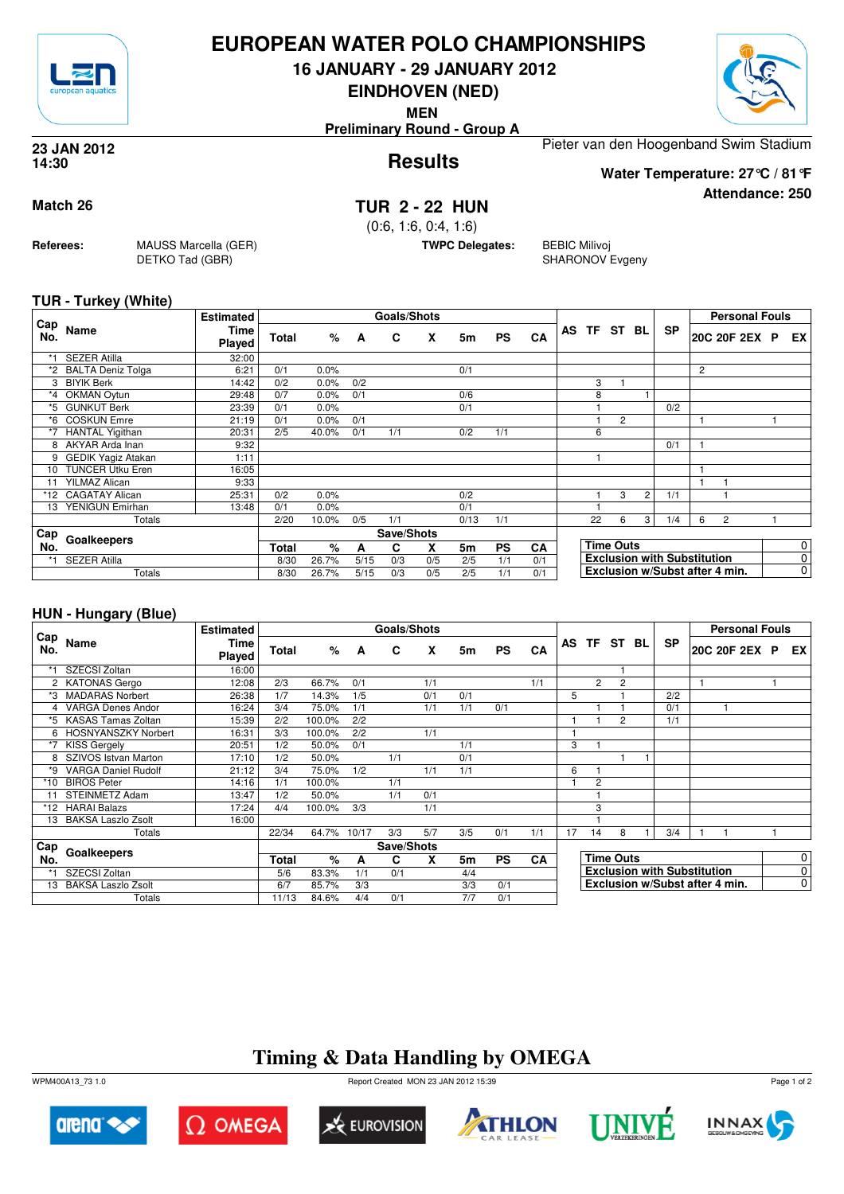# EUROPEAN WATER POLO CHAMPIONSHIPS

## 16 JANUARY - 29 JANUARY 2012

## EINDHOVEN (NED)

**MEN**

**Preliminary Round - Group A**

**23 JAN 2012**
**14:30**

## Results

Pieter van den Hoogenband Swim Stadium

**Water Temperature: 27°C / 81°F**

**Attendance: 250**

**Match 26**

## TUR 2 - 22 HUN

(0:6, 1:6, 0:4, 1:6)

**Referees:** MAUSS Marcella (GER), DETKO Tad (GBR)

**TWPC Delegates:** BEBIC Milivoj, SHARONOV Evgeny

### TUR - Turkey (White)

| Cap No. | Name | Estimated Time Played | Total | % | A | C | X | 5m | PS | CA | AS | TF | ST | BL | SP | 20C | 20F | 2EX | P | EX |
|---|---|---|---|---|---|---|---|---|---|---|---|---|---|---|---|---|---|---|---|---|
| *1 | SEZER Atilla | 32:00 | | | | | | | | | | | | | | | | | | |
| *2 | BALTA Deniz Tolga | 6:21 | 0/1 | 0.0% | | | | 0/1 | | | | | | | | 2 | | | | |
| 3 | BIYIK Berk | 14:42 | 0/2 | 0.0% | 0/2 | | | | | | | 3 | 1 | | | | | | | |
| *4 | OKMAN Oytun | 29:48 | 0/7 | 0.0% | 0/1 | | | 0/6 | | | | 8 | | 1 | | | | | | |
| *5 | GUNKUT Berk | 23:39 | 0/1 | 0.0% | | | | 0/1 | | | | 1 | | | 0/2 | | | | | |
| *6 | COSKUN Emre | 21:19 | 0/1 | 0.0% | 0/1 | | | | | | | 1 | 2 | | | 1 | | | 1 | |
| *7 | HANTAL Yigithan | 20:31 | 2/5 | 40.0% | 0/1 | 1/1 | | 0/2 | 1/1 | | | 6 | | | | | | | | |
| 8 | AKYAR Arda Inan | 9:32 | | | | | | | | | | | | | 0/1 | 1 | | | | |
| 9 | GEDIK Yagiz Atakan | 1:11 | | | | | | | | | | 1 | | | | | | | | |
| 10 | TUNCER Utku Eren | 16:05 | | | | | | | | | | | | | | 1 | | | | |
| 11 | YILMAZ Alican | 9:33 | | | | | | | | | | | | | | 1 | 1 | | | |
| *12 | CAGATAY Alican | 25:31 | 0/2 | 0.0% | | | | 0/2 | | | | 1 | 3 | 2 | 1/1 | | 1 | | | |
| 13 | YENIGUN Emirhan | 13:48 | 0/1 | 0.0% | | | | 0/1 | | | | 1 | | | | | | | | |
| | Totals | | 2/20 | 10.0% | 0/5 | 1/1 | | 0/13 | 1/1 | | | 22 | 6 | 3 | 1/4 | 6 | 2 | | 1 | |

| Cap No. | Goalkeepers | Total | % | A | C | X | 5m | PS | CA |
|---|---|---|---|---|---|---|---|---|---|
| *1 | SEZER Atilla | 8/30 | 26.7% | 5/15 | 0/3 | 0/5 | 2/5 | 1/1 | 0/1 |
| | Totals | 8/30 | 26.7% | 5/15 | 0/3 | 0/5 | 2/5 | 1/1 | 0/1 |

| | |
|---|---|
| Time Outs | 0 |
| Exclusion with Substitution | 0 |
| Exclusion w/Subst after 4 min. | 0 |

### HUN - Hungary (Blue)

| Cap No. | Name | Estimated Time Played | Total | % | A | C | X | 5m | PS | CA | AS | TF | ST | BL | SP | 20C | 20F | 2EX | P | EX |
|---|---|---|---|---|---|---|---|---|---|---|---|---|---|---|---|---|---|---|---|---|
| *1 | SZECSI Zoltan | 16:00 | | | | | | | | | | | 1 | | | | | | | |
| 2 | KATONAS Gergo | 12:08 | 2/3 | 66.7% | 0/1 | | 1/1 | | | 1/1 | | 2 | 2 | | | 1 | | | 1 | |
| *3 | MADARAS Norbert | 26:38 | 1/7 | 14.3% | 1/5 | | 0/1 | 0/1 | | | 5 | | 1 | | 2/2 | | | | | |
| 4 | VARGA Denes Andor | 16:24 | 3/4 | 75.0% | 1/1 | | 1/1 | 1/1 | 0/1 | | | 1 | 1 | | 0/1 | | 1 | | | |
| *5 | KASAS Tamas Zoltan | 15:39 | 2/2 | 100.0% | 2/2 | | | | | | 1 | 1 | 2 | | 1/1 | | | | | |
| 6 | HOSNYANSZKY Norbert | 16:31 | 3/3 | 100.0% | 2/2 | | 1/1 | | | | 1 | | | | | | | | | |
| *7 | KISS Gergely | 20:51 | 1/2 | 50.0% | 0/1 | | | 1/1 | | | 3 | 1 | | | | | | | | |
| 8 | SZIVOS Istvan Marton | 17:10 | 1/2 | 50.0% | | 1/1 | | 0/1 | | | | | 1 | 1 | | | | | | |
| *9 | VARGA Daniel Rudolf | 21:12 | 3/4 | 75.0% | 1/2 | | 1/1 | 1/1 | | | 6 | 1 | | | | | | | | |
| *10 | BIROS Peter | 14:16 | 1/1 | 100.0% | | 1/1 | | | | | 1 | 2 | | | | | | | | |
| 11 | STEINMETZ Adam | 13:47 | 1/2 | 50.0% | | 1/1 | 0/1 | | | | | 1 | | | | | | | | |
| *12 | HARAI Balazs | 17:24 | 4/4 | 100.0% | 3/3 | | 1/1 | | | | | 3 | | | | | | | | |
| 13 | BAKSA Laszlo Zsolt | 16:00 | | | | | | | | | | 1 | | | | | | | | |
| | Totals | | 22/34 | 64.7% | 10/17 | 3/3 | 5/7 | 3/5 | 0/1 | 1/1 | 17 | 14 | 8 | 1 | 3/4 | 1 | 1 | | 1 | |

| Cap No. | Goalkeepers | Total | % | A | C | X | 5m | PS | CA |
|---|---|---|---|---|---|---|---|---|---|
| *1 | SZECSI Zoltan | 5/6 | 83.3% | 1/1 | 0/1 | | 4/4 | | |
| 13 | BAKSA Laszlo Zsolt | 6/7 | 85.7% | 3/3 | | | 3/3 | 0/1 | |
| | Totals | 11/13 | 84.6% | 4/4 | 0/1 | | 7/7 | 0/1 | |

| | |
|---|---|
| Time Outs | 0 |
| Exclusion with Substitution | 0 |
| Exclusion w/Subst after 4 min. | 0 |

## Timing & Data Handling by OMEGA

WPM400A13_73 1.0 Report Created MON 23 JAN 2012 15:39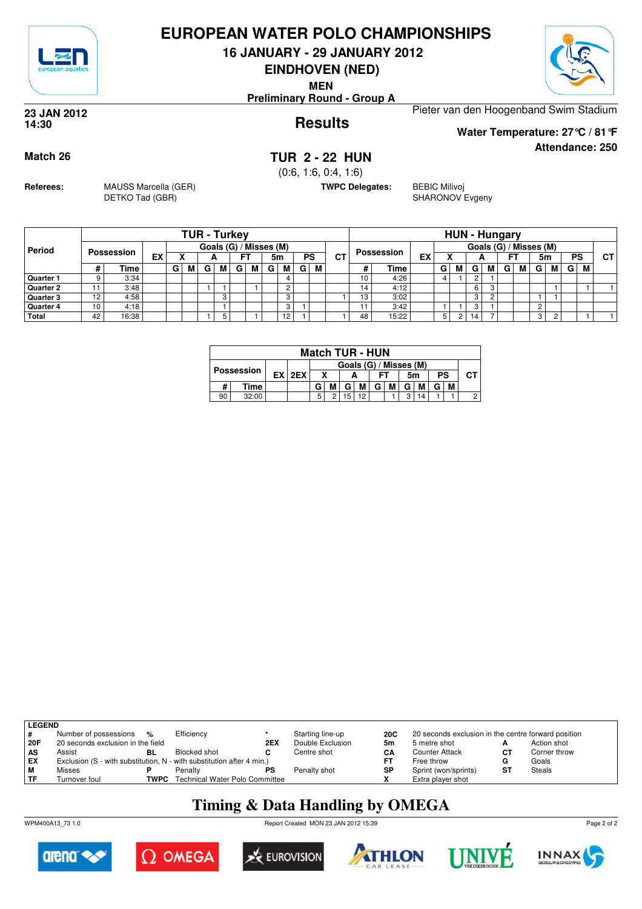# EUROPEAN WATER POLO CHAMPIONSHIPS

## 16 JANUARY - 29 JANUARY 2012

## EINDHOVEN (NED)

**MEN**

**Preliminary Round - Group A**

**23 JAN 2012**
**14:30**

Pieter van den Hoogenband Swim Stadium

## Results

**Water Temperature: 27°C / 81°F**

**Attendance: 250**

**Match 26**

**TUR 2 - 22 HUN**

(0:6, 1:6, 0:4, 1:6)

**Referees:** MAUSS Marcella (GER), DETKO Tad (GBR)

**TWPC Delegates:** BEBIC Milivoj, SHARONOV Evgeny

| Period | TUR - Turkey | | | | | | | | | | | | | | HUN - Hungary | | | | | | | | | | | | | |
|---|---|---|---|---|---|---|---|---|---|---|---|---|---|---|---|---|---|---|---|---|---|---|---|---|---|---|---|---|
| | Possession | | EX | Goals (G) / Misses (M) | | | | | | | | | | CT | Possession | | EX | Goals (G) / Misses (M) | | | | | | | | | | CT |
| | | | | X | | A | | FT | | 5m | | PS | | | | | | X | | A | | FT | | 5m | | PS | | |
| | # | Time | | G | M | G | M | G | M | G | M | G | M | | # | Time | | G | M | G | M | G | M | G | M | G | M | |
| Quarter 1 | 9 | 3:34 | | | | | | | | | 4 | | | | 10 | 4:26 | | 4 | 1 | 2 | 1 | | | | | | | |
| Quarter 2 | 11 | 3:48 | | | | 1 | 1 | | 1 | | 2 | | | | 14 | 4:12 | | | | 6 | 3 | | | | 1 | | 1 | 1 |
| Quarter 3 | 12 | 4:58 | | | | | 3 | | | | 3 | | | 1 | 13 | 3:02 | | | | 3 | 2 | | | 1 | 1 | | | |
| Quarter 4 | 10 | 4:18 | | | | | 1 | | | | 3 | 1 | | | 11 | 3:42 | | 1 | 1 | 3 | 1 | | | 2 | | | | |
| Total | 42 | 16:38 | | | | 1 | 5 | | 1 | | 12 | 1 | | 1 | 48 | 15:22 | | 5 | 2 | 14 | 7 | | | 3 | 2 | | 1 | 1 |

| Match TUR - HUN | | | | | | | | | | | | | | |
|---|---|---|---|---|---|---|---|---|---|---|---|---|---|---|
| Possession | | EX | 2EX | Goals (G) / Misses (M) | | | | | | | | | | CT |
| | | | | X | | A | | FT | | 5m | | PS | | |
| # | Time | | | G | M | G | M | G | M | G | M | G | M | |
| 90 | 32:00 | | | 5 | 2 | 15 | 12 | | 1 | 3 | 14 | 1 | 1 | 2 |

**LEGEND**

| | | | | | | | |
|---|---|---|---|---|---|---|---|
| # | Number of possessions | % | Efficiency | * | Starting line-up | 20C | 20 seconds exclusion in the centre forward position |
| 20F | 20 seconds exclusion in the field | | | 2EX | Double Exclusion | 5m | 5 metre shot |
| AS | Assist | BL | Blocked shot | C | Centre shot | CA | Counter Attack |
| EX | Exclusion (S - with substitution, N - with substitution after 4 min.) | | | | | FT | Free throw |
| M | Misses | P | Penalty | PS | Penalty shot | SP | Sprint (won/sprints) |
| TF | Turnover foul | TWPC | Technical Water Polo Committee | | | X | Extra player shot |
| A | Action shot | CT | Corner throw | G | Goals | ST | Steals |

## Timing & Data Handling by OMEGA

WPM400A13_73 1.0 Report Created MON 23 JAN 2012 15:39